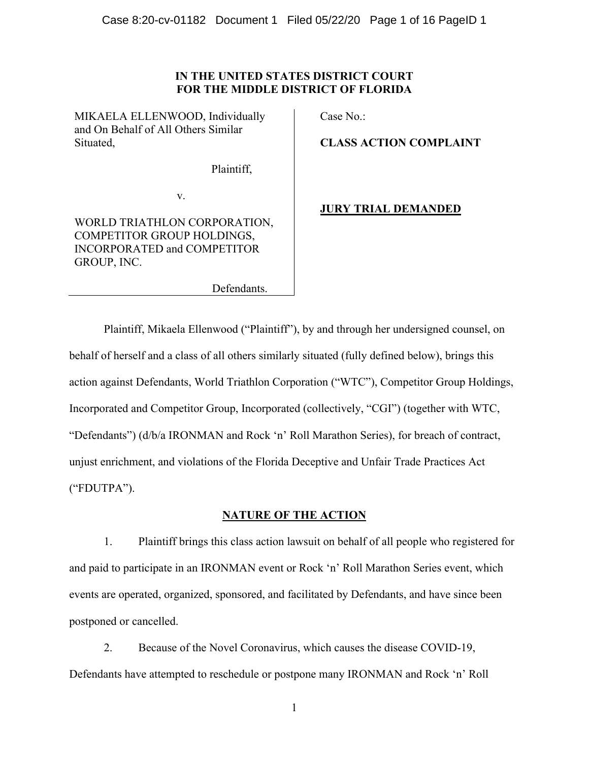**IN THE UNITED STATES DISTRICT COURT**
**FOR THE MIDDLE DISTRICT OF FLORIDA**

| | |
|---|---|
| MIKAELA ELLENWOOD, Individually and On Behalf of All Others Similar Situated,<br><br>Plaintiff,<br><br>v.<br><br>WORLD TRIATHLON CORPORATION, COMPETITOR GROUP HOLDINGS, INCORPORATED and COMPETITOR GROUP, INC.<br><br>Defendants. | Case No.:<br><br>**CLASS ACTION COMPLAINT**<br><br>**JURY TRIAL DEMANDED** |

Plaintiff, Mikaela Ellenwood ("Plaintiff"), by and through her undersigned counsel, on behalf of herself and a class of all others similarly situated (fully defined below), brings this action against Defendants, World Triathlon Corporation ("WTC"), Competitor Group Holdings, Incorporated and Competitor Group, Incorporated (collectively, "CGI") (together with WTC, "Defendants") (d/b/a IRONMAN and Rock 'n' Roll Marathon Series), for breach of contract, unjust enrichment, and violations of the Florida Deceptive and Unfair Trade Practices Act ("FDUTPA").

## NATURE OF THE ACTION

1. Plaintiff brings this class action lawsuit on behalf of all people who registered for and paid to participate in an IRONMAN event or Rock 'n' Roll Marathon Series event, which events are operated, organized, sponsored, and facilitated by Defendants, and have since been postponed or cancelled.

2. Because of the Novel Coronavirus, which causes the disease COVID-19, Defendants have attempted to reschedule or postpone many IRONMAN and Rock 'n' Roll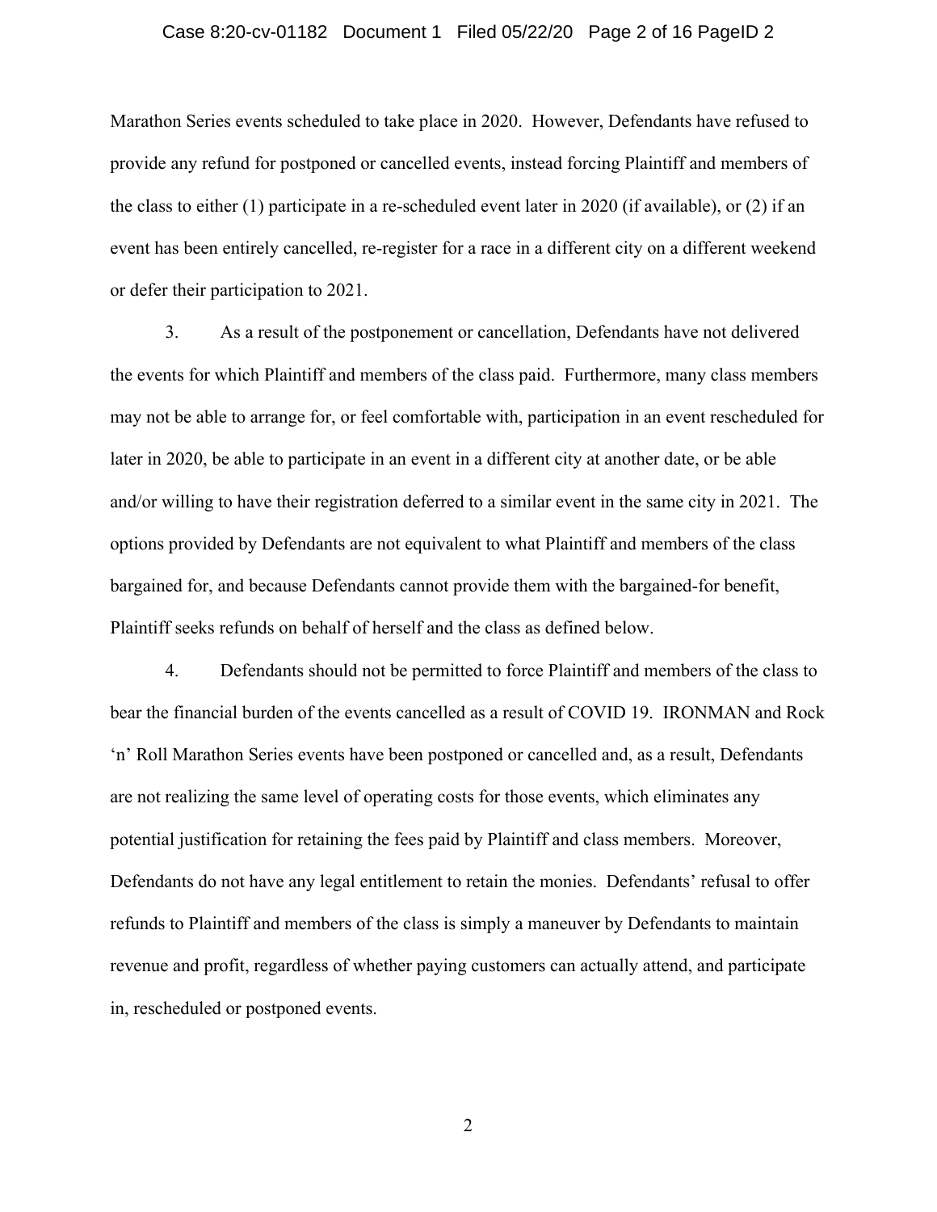Marathon Series events scheduled to take place in 2020. However, Defendants have refused to provide any refund for postponed or cancelled events, instead forcing Plaintiff and members of the class to either (1) participate in a re-scheduled event later in 2020 (if available), or (2) if an event has been entirely cancelled, re-register for a race in a different city on a different weekend or defer their participation to 2021.

3. As a result of the postponement or cancellation, Defendants have not delivered the events for which Plaintiff and members of the class paid. Furthermore, many class members may not be able to arrange for, or feel comfortable with, participation in an event rescheduled for later in 2020, be able to participate in an event in a different city at another date, or be able and/or willing to have their registration deferred to a similar event in the same city in 2021. The options provided by Defendants are not equivalent to what Plaintiff and members of the class bargained for, and because Defendants cannot provide them with the bargained-for benefit, Plaintiff seeks refunds on behalf of herself and the class as defined below.

4. Defendants should not be permitted to force Plaintiff and members of the class to bear the financial burden of the events cancelled as a result of COVID 19. IRONMAN and Rock 'n' Roll Marathon Series events have been postponed or cancelled and, as a result, Defendants are not realizing the same level of operating costs for those events, which eliminates any potential justification for retaining the fees paid by Plaintiff and class members. Moreover, Defendants do not have any legal entitlement to retain the monies. Defendants' refusal to offer refunds to Plaintiff and members of the class is simply a maneuver by Defendants to maintain revenue and profit, regardless of whether paying customers can actually attend, and participate in, rescheduled or postponed events.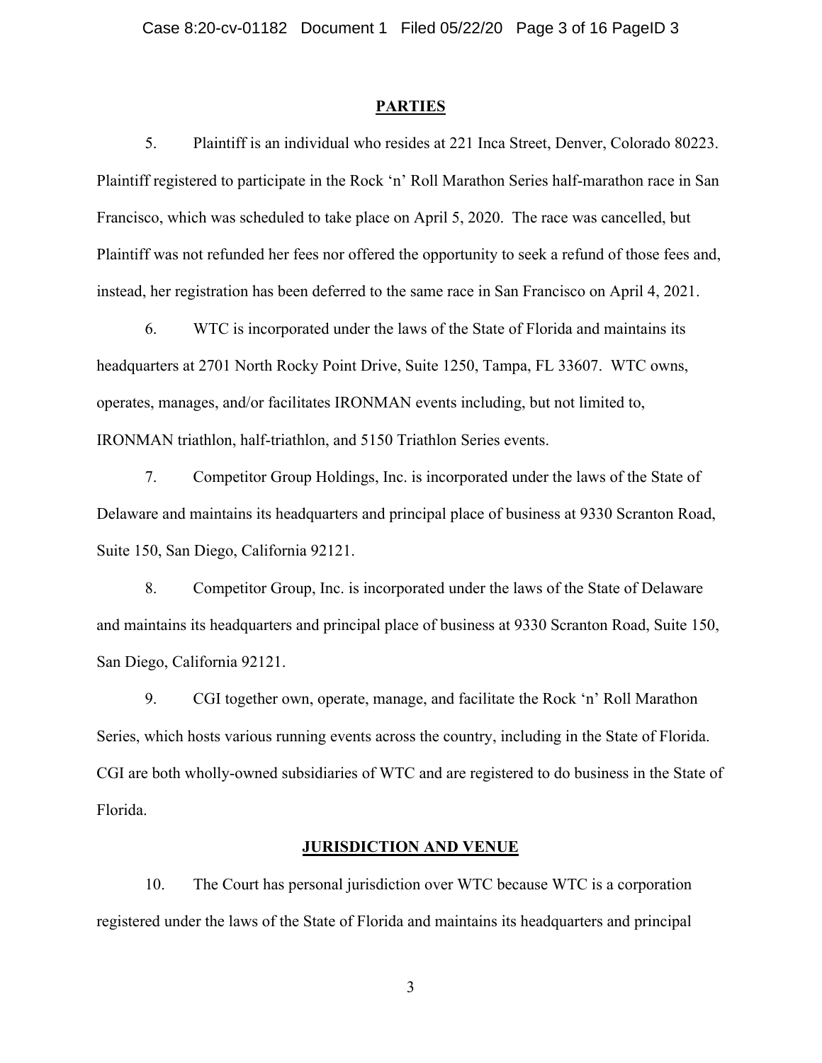## PARTIES

5. Plaintiff is an individual who resides at 221 Inca Street, Denver, Colorado 80223. Plaintiff registered to participate in the Rock 'n' Roll Marathon Series half-marathon race in San Francisco, which was scheduled to take place on April 5, 2020. The race was cancelled, but Plaintiff was not refunded her fees nor offered the opportunity to seek a refund of those fees and, instead, her registration has been deferred to the same race in San Francisco on April 4, 2021.

6. WTC is incorporated under the laws of the State of Florida and maintains its headquarters at 2701 North Rocky Point Drive, Suite 1250, Tampa, FL 33607. WTC owns, operates, manages, and/or facilitates IRONMAN events including, but not limited to, IRONMAN triathlon, half-triathlon, and 5150 Triathlon Series events.

7. Competitor Group Holdings, Inc. is incorporated under the laws of the State of Delaware and maintains its headquarters and principal place of business at 9330 Scranton Road, Suite 150, San Diego, California 92121.

8. Competitor Group, Inc. is incorporated under the laws of the State of Delaware and maintains its headquarters and principal place of business at 9330 Scranton Road, Suite 150, San Diego, California 92121.

9. CGI together own, operate, manage, and facilitate the Rock 'n' Roll Marathon Series, which hosts various running events across the country, including in the State of Florida. CGI are both wholly-owned subsidiaries of WTC and are registered to do business in the State of Florida.

## JURISDICTION AND VENUE

10. The Court has personal jurisdiction over WTC because WTC is a corporation registered under the laws of the State of Florida and maintains its headquarters and principal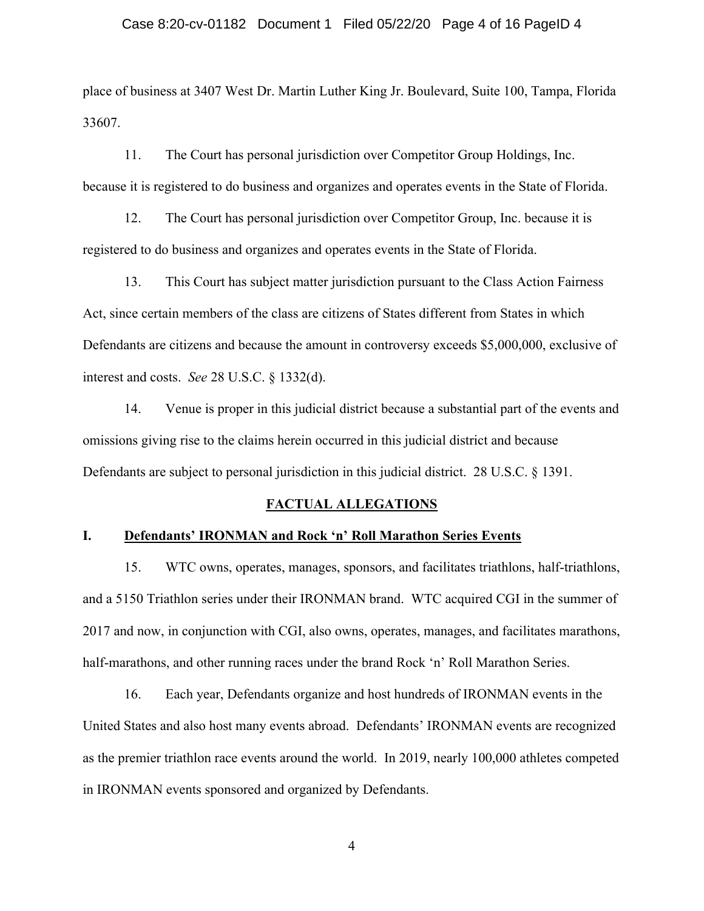place of business at 3407 West Dr. Martin Luther King Jr. Boulevard, Suite 100, Tampa, Florida 33607.

11. The Court has personal jurisdiction over Competitor Group Holdings, Inc. because it is registered to do business and organizes and operates events in the State of Florida.

12. The Court has personal jurisdiction over Competitor Group, Inc. because it is registered to do business and organizes and operates events in the State of Florida.

13. This Court has subject matter jurisdiction pursuant to the Class Action Fairness Act, since certain members of the class are citizens of States different from States in which Defendants are citizens and because the amount in controversy exceeds $5,000,000, exclusive of interest and costs. *See* 28 U.S.C. § 1332(d).

14. Venue is proper in this judicial district because a substantial part of the events and omissions giving rise to the claims herein occurred in this judicial district and because Defendants are subject to personal jurisdiction in this judicial district. 28 U.S.C. § 1391.

## FACTUAL ALLEGATIONS

### I. Defendants' IRONMAN and Rock 'n' Roll Marathon Series Events

15. WTC owns, operates, manages, sponsors, and facilitates triathlons, half-triathlons, and a 5150 Triathlon series under their IRONMAN brand. WTC acquired CGI in the summer of 2017 and now, in conjunction with CGI, also owns, operates, manages, and facilitates marathons, half-marathons, and other running races under the brand Rock 'n' Roll Marathon Series.

16. Each year, Defendants organize and host hundreds of IRONMAN events in the United States and also host many events abroad. Defendants' IRONMAN events are recognized as the premier triathlon race events around the world. In 2019, nearly 100,000 athletes competed in IRONMAN events sponsored and organized by Defendants.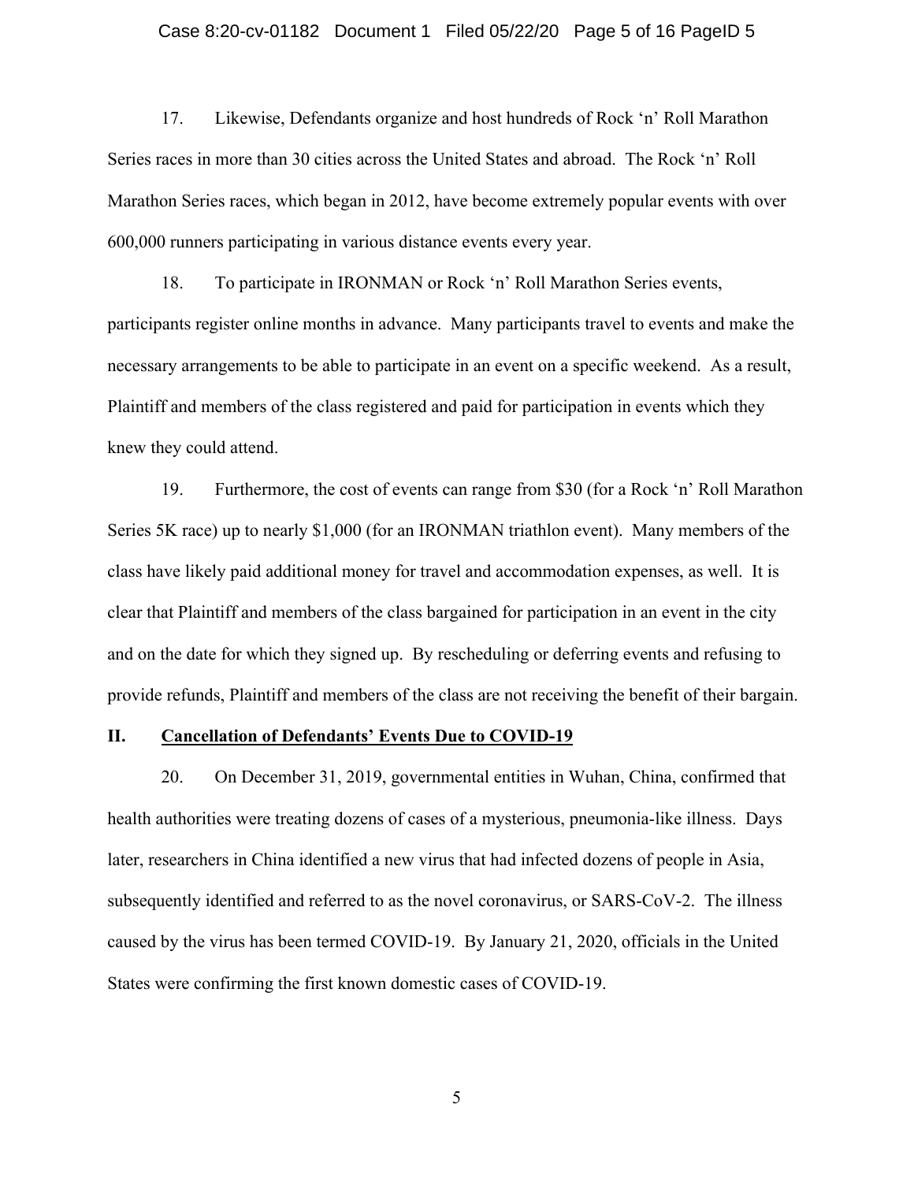17. Likewise, Defendants organize and host hundreds of Rock 'n' Roll Marathon Series races in more than 30 cities across the United States and abroad. The Rock 'n' Roll Marathon Series races, which began in 2012, have become extremely popular events with over 600,000 runners participating in various distance events every year.

18. To participate in IRONMAN or Rock 'n' Roll Marathon Series events, participants register online months in advance. Many participants travel to events and make the necessary arrangements to be able to participate in an event on a specific weekend. As a result, Plaintiff and members of the class registered and paid for participation in events which they knew they could attend.

19. Furthermore, the cost of events can range from $30 (for a Rock 'n' Roll Marathon Series 5K race) up to nearly $1,000 (for an IRONMAN triathlon event). Many members of the class have likely paid additional money for travel and accommodation expenses, as well. It is clear that Plaintiff and members of the class bargained for participation in an event in the city and on the date for which they signed up. By rescheduling or deferring events and refusing to provide refunds, Plaintiff and members of the class are not receiving the benefit of their bargain.

## II. Cancellation of Defendants' Events Due to COVID-19

20. On December 31, 2019, governmental entities in Wuhan, China, confirmed that health authorities were treating dozens of cases of a mysterious, pneumonia-like illness. Days later, researchers in China identified a new virus that had infected dozens of people in Asia, subsequently identified and referred to as the novel coronavirus, or SARS-CoV-2. The illness caused by the virus has been termed COVID-19. By January 21, 2020, officials in the United States were confirming the first known domestic cases of COVID-19.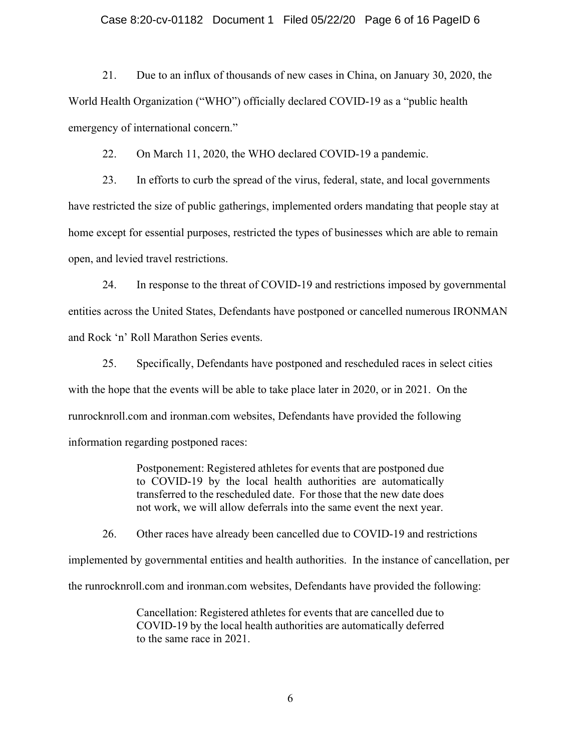21. Due to an influx of thousands of new cases in China, on January 30, 2020, the World Health Organization ("WHO") officially declared COVID-19 as a "public health emergency of international concern."

22. On March 11, 2020, the WHO declared COVID-19 a pandemic.

23. In efforts to curb the spread of the virus, federal, state, and local governments have restricted the size of public gatherings, implemented orders mandating that people stay at home except for essential purposes, restricted the types of businesses which are able to remain open, and levied travel restrictions.

24. In response to the threat of COVID-19 and restrictions imposed by governmental entities across the United States, Defendants have postponed or cancelled numerous IRONMAN and Rock 'n' Roll Marathon Series events.

25. Specifically, Defendants have postponed and rescheduled races in select cities with the hope that the events will be able to take place later in 2020, or in 2021. On the runrocknroll.com and ironman.com websites, Defendants have provided the following information regarding postponed races:

> Postponement: Registered athletes for events that are postponed due to COVID-19 by the local health authorities are automatically transferred to the rescheduled date. For those that the new date does not work, we will allow deferrals into the same event the next year.

26. Other races have already been cancelled due to COVID-19 and restrictions implemented by governmental entities and health authorities. In the instance of cancellation, per the runrocknroll.com and ironman.com websites, Defendants have provided the following:

> Cancellation: Registered athletes for events that are cancelled due to COVID-19 by the local health authorities are automatically deferred to the same race in 2021.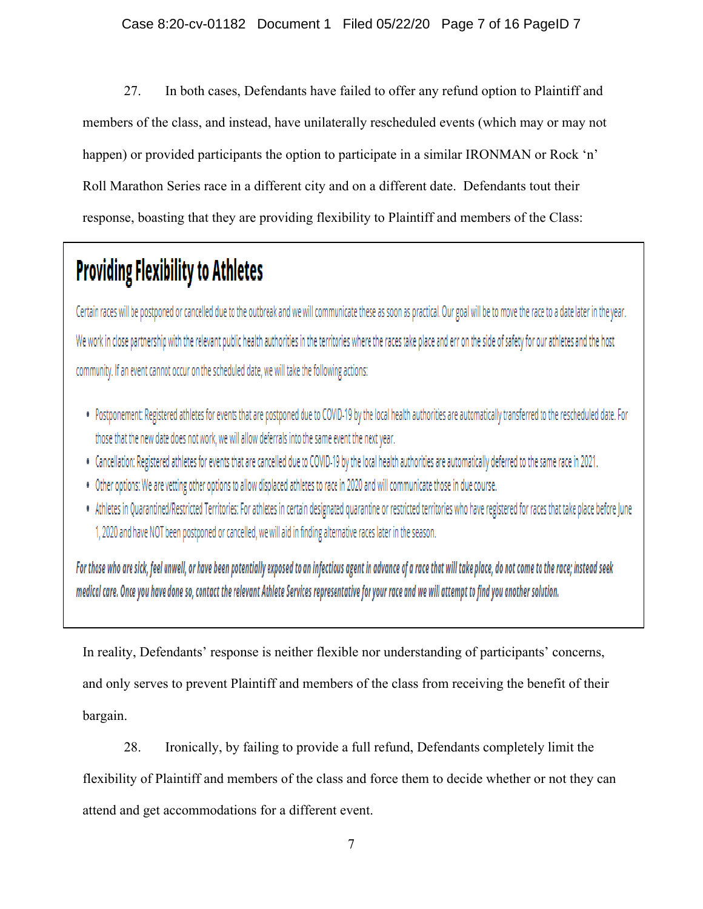27. In both cases, Defendants have failed to offer any refund option to Plaintiff and members of the class, and instead, have unilaterally rescheduled events (which may or may not happen) or provided participants the option to participate in a similar IRONMAN or Rock 'n' Roll Marathon Series race in a different city and on a different date. Defendants tout their response, boasting that they are providing flexibility to Plaintiff and members of the Class:

> ## Providing Flexibility to Athletes
>
> Certain races will be postponed or cancelled due to the outbreak and we will communicate these as soon as practical. Our goal will be to move the race to a date later in the year. We work in close partnership with the relevant public health authorities in the territories where the races take place and err on the side of safety for our athletes and the host community. If an event cannot occur on the scheduled date, we will take the following actions:
>
> - Postponement: Registered athletes for events that are postponed due to COVID-19 by the local health authorities are automatically transferred to the rescheduled date. For those that the new date does not work, we will allow deferrals into the same event the next year.
> - Cancellation: Registered athletes for events that are cancelled due to COVID-19 by the local health authorities are automatically deferred to the same race in 2021.
> - Other options: We are vetting other options to allow displaced athletes to race in 2020 and will communicate those in due course.
> - Athletes in Quarantined/Restricted Territories: For athletes in certain designated quarantine or restricted territories who have registered for races that take place before June 1, 2020 and have NOT been postponed or cancelled, we will aid in finding alternative races later in the season.
>
> ***For those who are sick, feel unwell, or have been potentially exposed to an infectious agent in advance of a race that will take place, do not come to the race; instead seek medical care. Once you have done so, contact the relevant Athlete Services representative for your race and we will attempt to find you another solution.***

In reality, Defendants' response is neither flexible nor understanding of participants' concerns, and only serves to prevent Plaintiff and members of the class from receiving the benefit of their bargain.

28. Ironically, by failing to provide a full refund, Defendants completely limit the flexibility of Plaintiff and members of the class and force them to decide whether or not they can attend and get accommodations for a different event.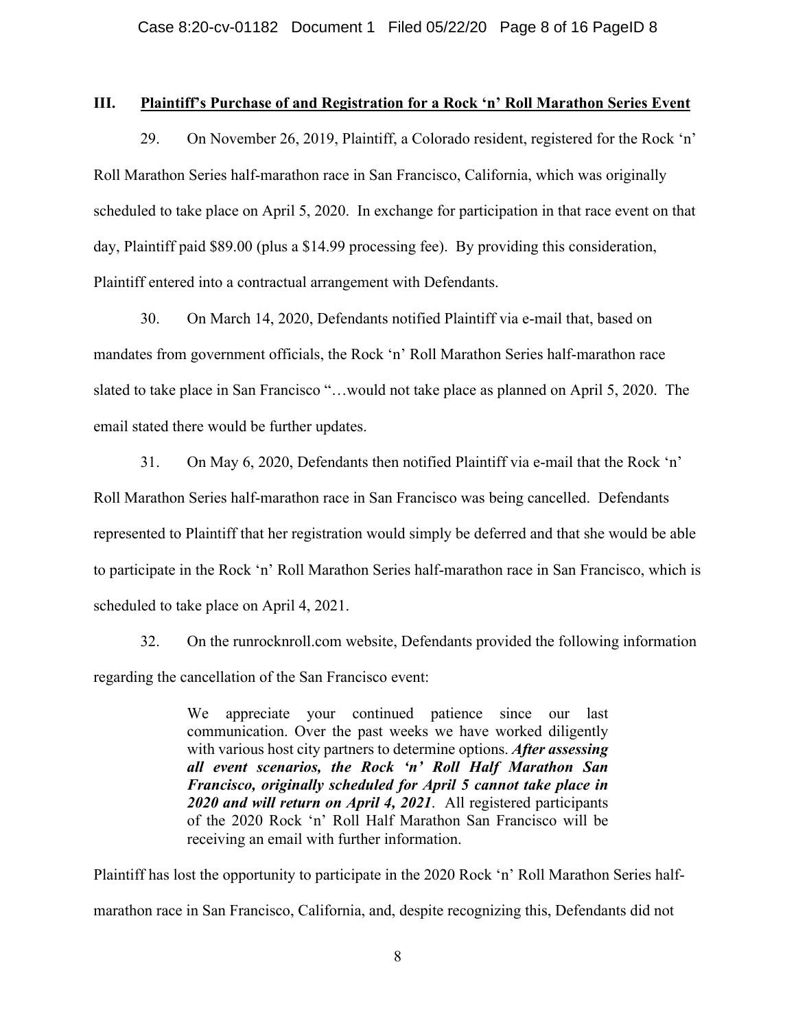## III. Plaintiff's Purchase of and Registration for a Rock 'n' Roll Marathon Series Event

29. On November 26, 2019, Plaintiff, a Colorado resident, registered for the Rock 'n' Roll Marathon Series half-marathon race in San Francisco, California, which was originally scheduled to take place on April 5, 2020. In exchange for participation in that race event on that day, Plaintiff paid $89.00 (plus a $14.99 processing fee). By providing this consideration, Plaintiff entered into a contractual arrangement with Defendants.

30. On March 14, 2020, Defendants notified Plaintiff via e-mail that, based on mandates from government officials, the Rock 'n' Roll Marathon Series half-marathon race slated to take place in San Francisco "…would not take place as planned on April 5, 2020. The email stated there would be further updates.

31. On May 6, 2020, Defendants then notified Plaintiff via e-mail that the Rock 'n' Roll Marathon Series half-marathon race in San Francisco was being cancelled. Defendants represented to Plaintiff that her registration would simply be deferred and that she would be able to participate in the Rock 'n' Roll Marathon Series half-marathon race in San Francisco, which is scheduled to take place on April 4, 2021.

32. On the runrocknroll.com website, Defendants provided the following information regarding the cancellation of the San Francisco event:

> We appreciate your continued patience since our last communication. Over the past weeks we have worked diligently with various host city partners to determine options. ***After assessing all event scenarios, the Rock 'n' Roll Half Marathon San Francisco, originally scheduled for April 5 cannot take place in 2020 and will return on April 4, 2021***. All registered participants of the 2020 Rock 'n' Roll Half Marathon San Francisco will be receiving an email with further information.

Plaintiff has lost the opportunity to participate in the 2020 Rock 'n' Roll Marathon Series half-marathon race in San Francisco, California, and, despite recognizing this, Defendants did not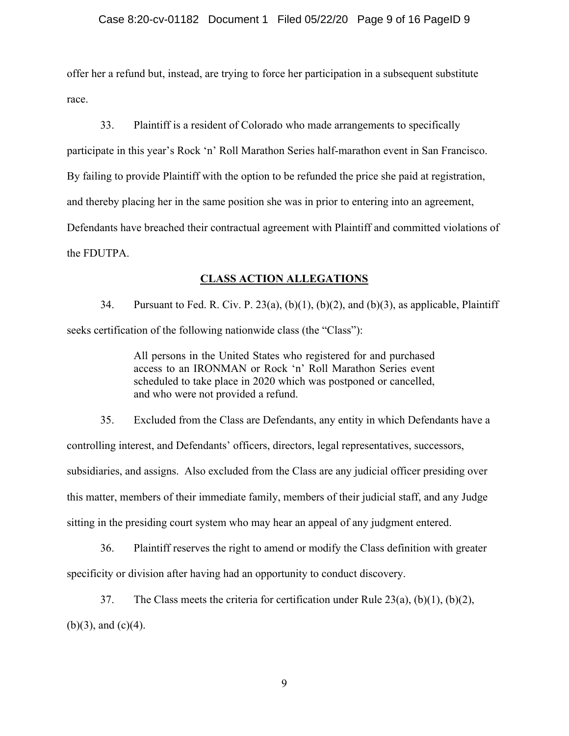offer her a refund but, instead, are trying to force her participation in a subsequent substitute race.

33. Plaintiff is a resident of Colorado who made arrangements to specifically participate in this year's Rock 'n' Roll Marathon Series half-marathon event in San Francisco. By failing to provide Plaintiff with the option to be refunded the price she paid at registration, and thereby placing her in the same position she was in prior to entering into an agreement, Defendants have breached their contractual agreement with Plaintiff and committed violations of the FDUTPA.

## CLASS ACTION ALLEGATIONS

34. Pursuant to Fed. R. Civ. P. 23(a), (b)(1), (b)(2), and (b)(3), as applicable, Plaintiff seeks certification of the following nationwide class (the "Class"):

> All persons in the United States who registered for and purchased access to an IRONMAN or Rock 'n' Roll Marathon Series event scheduled to take place in 2020 which was postponed or cancelled, and who were not provided a refund.

35. Excluded from the Class are Defendants, any entity in which Defendants have a controlling interest, and Defendants' officers, directors, legal representatives, successors, subsidiaries, and assigns. Also excluded from the Class are any judicial officer presiding over this matter, members of their immediate family, members of their judicial staff, and any Judge sitting in the presiding court system who may hear an appeal of any judgment entered.

36. Plaintiff reserves the right to amend or modify the Class definition with greater specificity or division after having had an opportunity to conduct discovery.

37. The Class meets the criteria for certification under Rule 23(a), (b)(1), (b)(2), (b)(3), and (c)(4).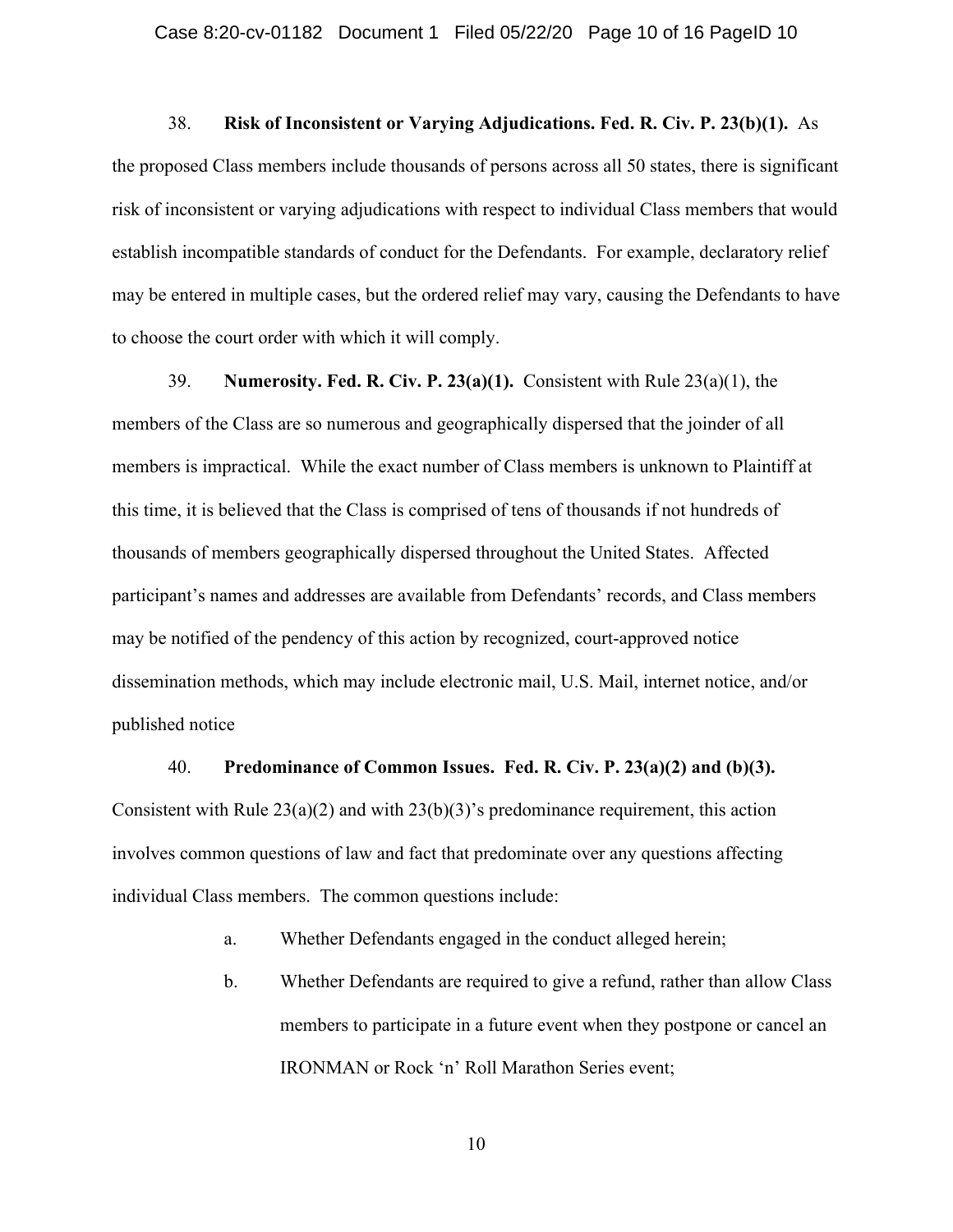38. **Risk of Inconsistent or Varying Adjudications. Fed. R. Civ. P. 23(b)(1).** As the proposed Class members include thousands of persons across all 50 states, there is significant risk of inconsistent or varying adjudications with respect to individual Class members that would establish incompatible standards of conduct for the Defendants. For example, declaratory relief may be entered in multiple cases, but the ordered relief may vary, causing the Defendants to have to choose the court order with which it will comply.

39. **Numerosity. Fed. R. Civ. P. 23(a)(1).** Consistent with Rule 23(a)(1), the members of the Class are so numerous and geographically dispersed that the joinder of all members is impractical. While the exact number of Class members is unknown to Plaintiff at this time, it is believed that the Class is comprised of tens of thousands if not hundreds of thousands of members geographically dispersed throughout the United States. Affected participant's names and addresses are available from Defendants' records, and Class members may be notified of the pendency of this action by recognized, court-approved notice dissemination methods, which may include electronic mail, U.S. Mail, internet notice, and/or published notice

40. **Predominance of Common Issues. Fed. R. Civ. P. 23(a)(2) and (b)(3).** Consistent with Rule 23(a)(2) and with 23(b)(3)'s predominance requirement, this action involves common questions of law and fact that predominate over any questions affecting individual Class members. The common questions include:

a. Whether Defendants engaged in the conduct alleged herein;

b. Whether Defendants are required to give a refund, rather than allow Class members to participate in a future event when they postpone or cancel an IRONMAN or Rock 'n' Roll Marathon Series event;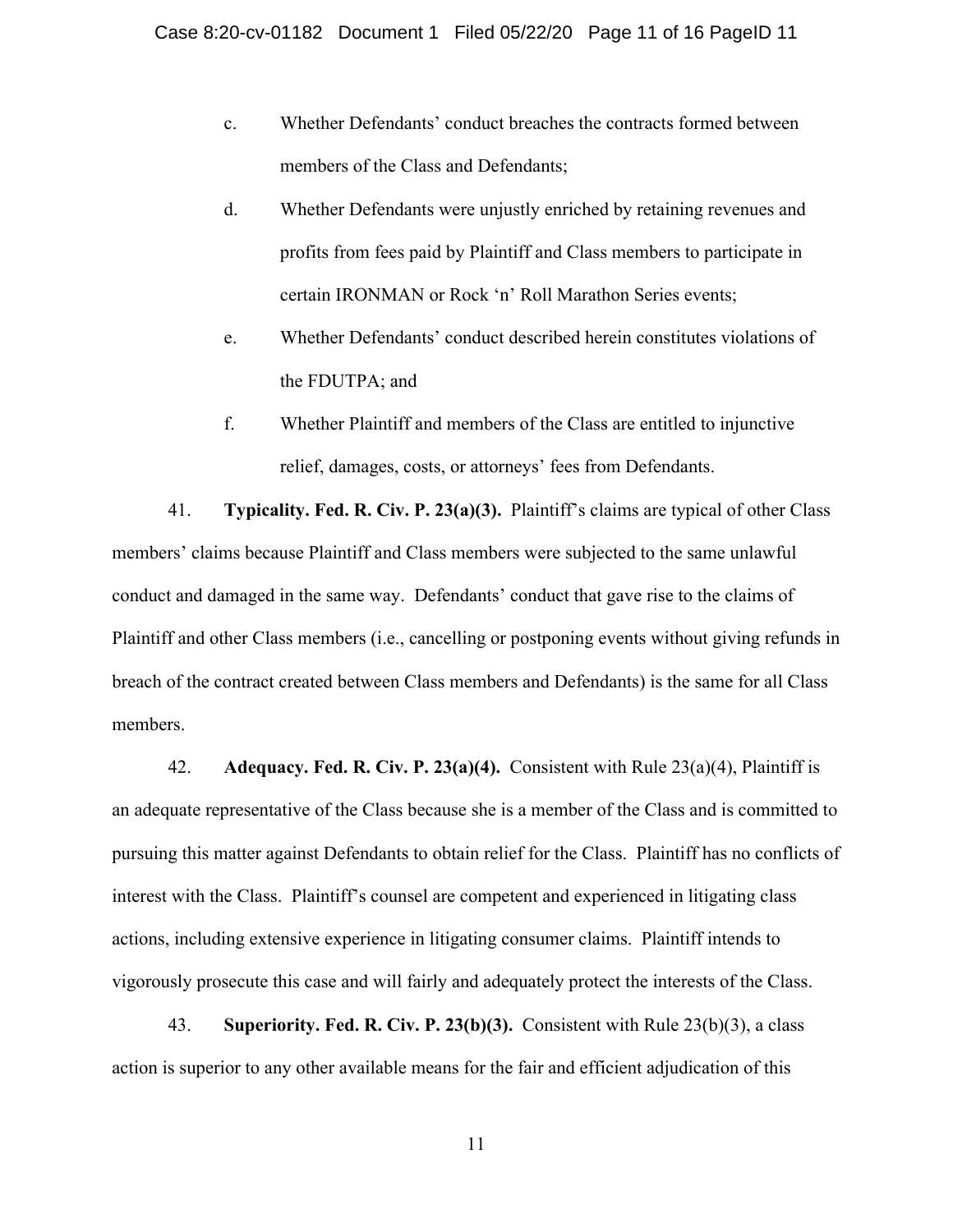c. Whether Defendants' conduct breaches the contracts formed between members of the Class and Defendants;

d. Whether Defendants were unjustly enriched by retaining revenues and profits from fees paid by Plaintiff and Class members to participate in certain IRONMAN or Rock 'n' Roll Marathon Series events;

e. Whether Defendants' conduct described herein constitutes violations of the FDUTPA; and

f. Whether Plaintiff and members of the Class are entitled to injunctive relief, damages, costs, or attorneys' fees from Defendants.

41. **Typicality. Fed. R. Civ. P. 23(a)(3).** Plaintiff's claims are typical of other Class members' claims because Plaintiff and Class members were subjected to the same unlawful conduct and damaged in the same way. Defendants' conduct that gave rise to the claims of Plaintiff and other Class members (i.e., cancelling or postponing events without giving refunds in breach of the contract created between Class members and Defendants) is the same for all Class members.

42. **Adequacy. Fed. R. Civ. P. 23(a)(4).** Consistent with Rule 23(a)(4), Plaintiff is an adequate representative of the Class because she is a member of the Class and is committed to pursuing this matter against Defendants to obtain relief for the Class. Plaintiff has no conflicts of interest with the Class. Plaintiff's counsel are competent and experienced in litigating class actions, including extensive experience in litigating consumer claims. Plaintiff intends to vigorously prosecute this case and will fairly and adequately protect the interests of the Class.

43. **Superiority. Fed. R. Civ. P. 23(b)(3).** Consistent with Rule 23(b)(3), a class action is superior to any other available means for the fair and efficient adjudication of this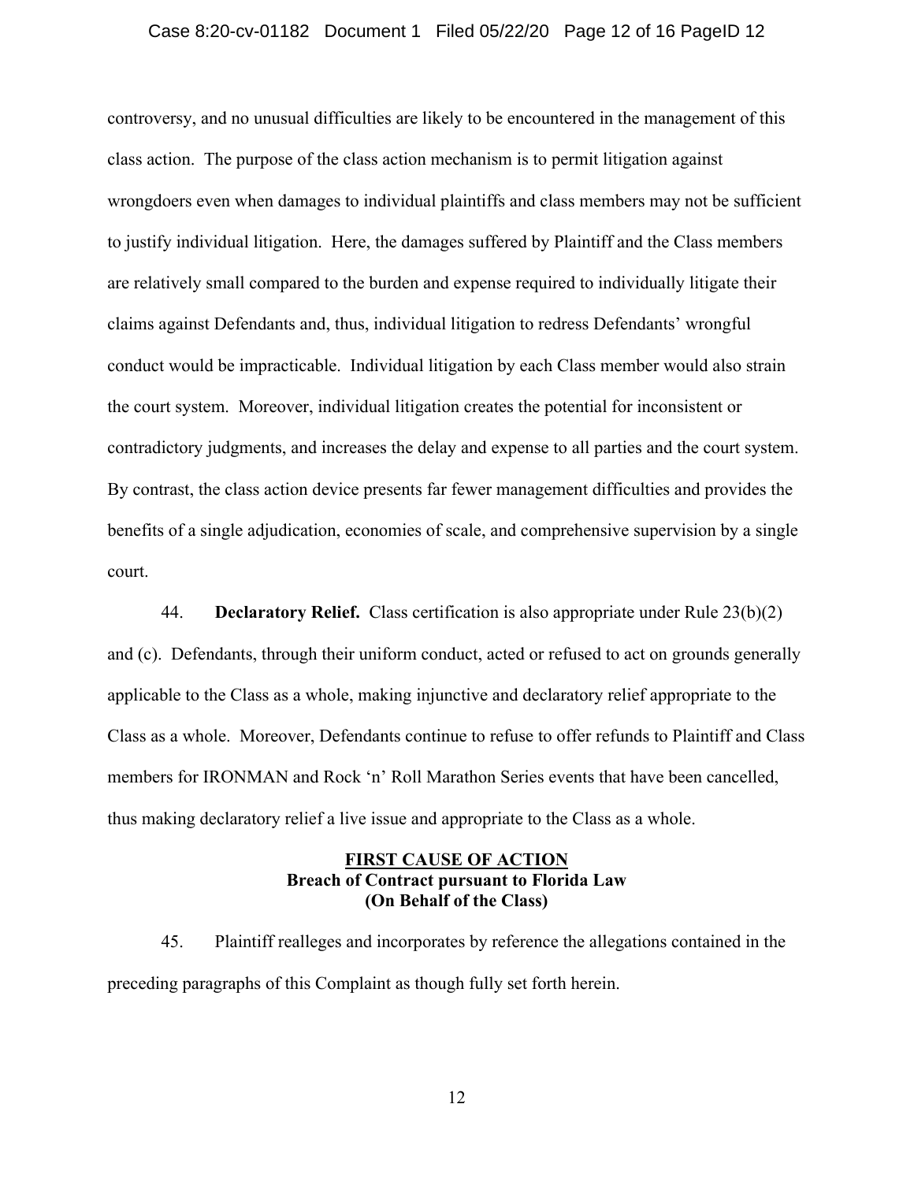controversy, and no unusual difficulties are likely to be encountered in the management of this class action. The purpose of the class action mechanism is to permit litigation against wrongdoers even when damages to individual plaintiffs and class members may not be sufficient to justify individual litigation. Here, the damages suffered by Plaintiff and the Class members are relatively small compared to the burden and expense required to individually litigate their claims against Defendants and, thus, individual litigation to redress Defendants' wrongful conduct would be impracticable. Individual litigation by each Class member would also strain the court system. Moreover, individual litigation creates the potential for inconsistent or contradictory judgments, and increases the delay and expense to all parties and the court system. By contrast, the class action device presents far fewer management difficulties and provides the benefits of a single adjudication, economies of scale, and comprehensive supervision by a single court.

44. **Declaratory Relief.** Class certification is also appropriate under Rule 23(b)(2) and (c). Defendants, through their uniform conduct, acted or refused to act on grounds generally applicable to the Class as a whole, making injunctive and declaratory relief appropriate to the Class as a whole. Moreover, Defendants continue to refuse to offer refunds to Plaintiff and Class members for IRONMAN and Rock 'n' Roll Marathon Series events that have been cancelled, thus making declaratory relief a live issue and appropriate to the Class as a whole.

## FIRST CAUSE OF ACTION
### Breach of Contract pursuant to Florida Law
### (On Behalf of the Class)

45. Plaintiff realleges and incorporates by reference the allegations contained in the preceding paragraphs of this Complaint as though fully set forth herein.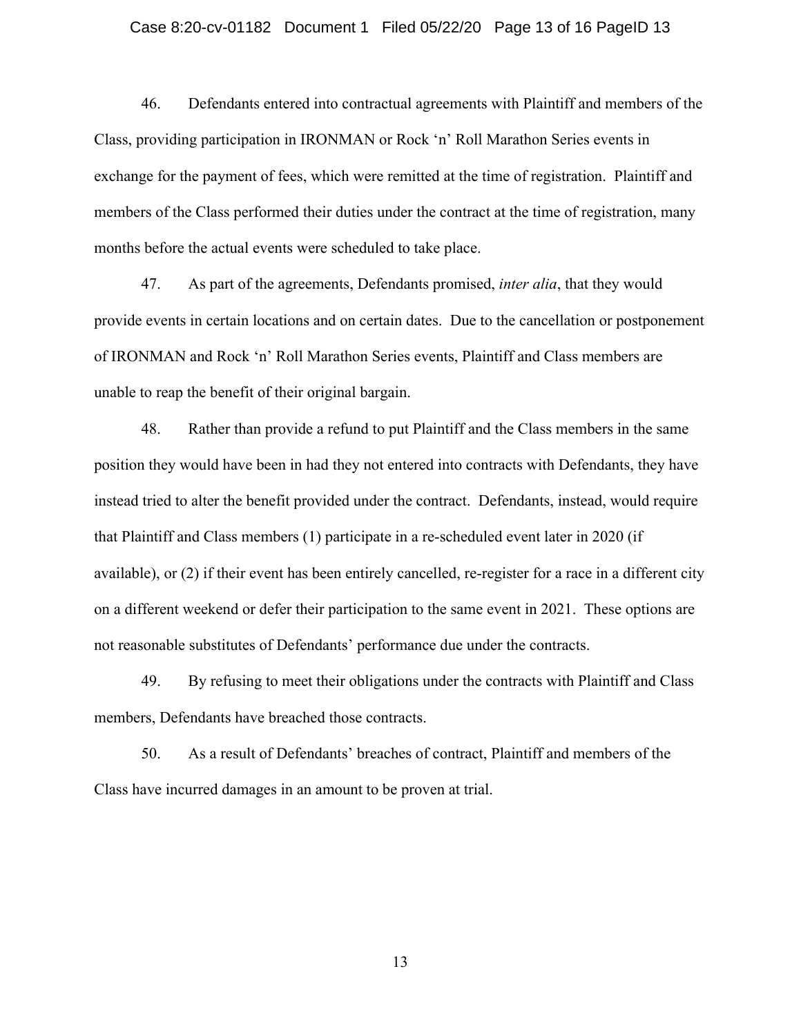46. Defendants entered into contractual agreements with Plaintiff and members of the Class, providing participation in IRONMAN or Rock 'n' Roll Marathon Series events in exchange for the payment of fees, which were remitted at the time of registration. Plaintiff and members of the Class performed their duties under the contract at the time of registration, many months before the actual events were scheduled to take place.

47. As part of the agreements, Defendants promised, *inter alia*, that they would provide events in certain locations and on certain dates. Due to the cancellation or postponement of IRONMAN and Rock 'n' Roll Marathon Series events, Plaintiff and Class members are unable to reap the benefit of their original bargain.

48. Rather than provide a refund to put Plaintiff and the Class members in the same position they would have been in had they not entered into contracts with Defendants, they have instead tried to alter the benefit provided under the contract. Defendants, instead, would require that Plaintiff and Class members (1) participate in a re-scheduled event later in 2020 (if available), or (2) if their event has been entirely cancelled, re-register for a race in a different city on a different weekend or defer their participation to the same event in 2021. These options are not reasonable substitutes of Defendants' performance due under the contracts.

49. By refusing to meet their obligations under the contracts with Plaintiff and Class members, Defendants have breached those contracts.

50. As a result of Defendants' breaches of contract, Plaintiff and members of the Class have incurred damages in an amount to be proven at trial.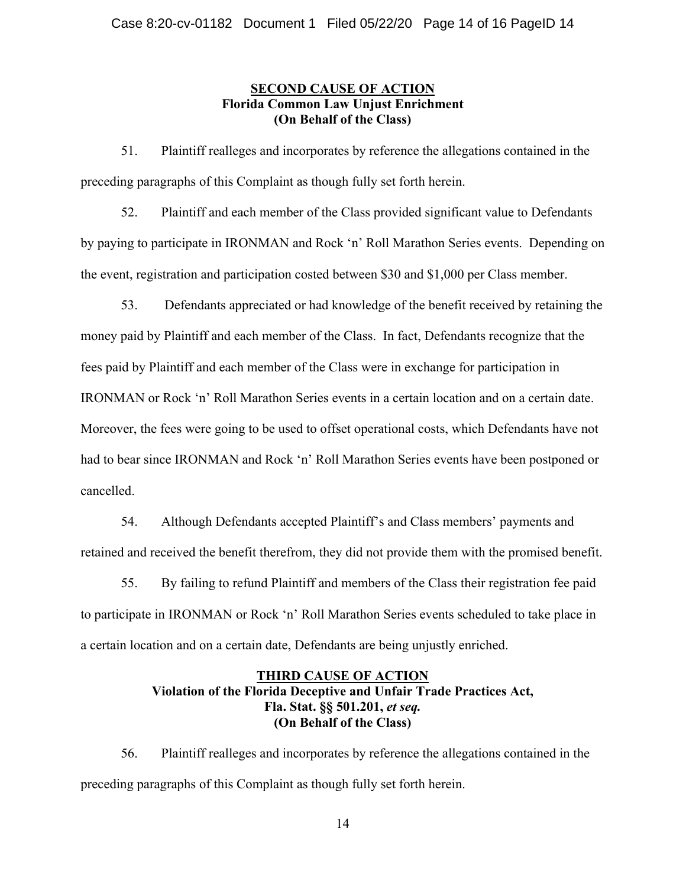## SECOND CAUSE OF ACTION

**Florida Common Law Unjust Enrichment**
**(On Behalf of the Class)**

51. Plaintiff realleges and incorporates by reference the allegations contained in the preceding paragraphs of this Complaint as though fully set forth herein.

52. Plaintiff and each member of the Class provided significant value to Defendants by paying to participate in IRONMAN and Rock 'n' Roll Marathon Series events. Depending on the event, registration and participation costed between $30 and $1,000 per Class member.

53. Defendants appreciated or had knowledge of the benefit received by retaining the money paid by Plaintiff and each member of the Class. In fact, Defendants recognize that the fees paid by Plaintiff and each member of the Class were in exchange for participation in IRONMAN or Rock 'n' Roll Marathon Series events in a certain location and on a certain date. Moreover, the fees were going to be used to offset operational costs, which Defendants have not had to bear since IRONMAN and Rock 'n' Roll Marathon Series events have been postponed or cancelled.

54. Although Defendants accepted Plaintiff's and Class members' payments and retained and received the benefit therefrom, they did not provide them with the promised benefit.

55. By failing to refund Plaintiff and members of the Class their registration fee paid to participate in IRONMAN or Rock 'n' Roll Marathon Series events scheduled to take place in a certain location and on a certain date, Defendants are being unjustly enriched.

## THIRD CAUSE OF ACTION

**Violation of the Florida Deceptive and Unfair Trade Practices Act,**
**Fla. Stat. §§ 501.201, *et seq.***
**(On Behalf of the Class)**

56. Plaintiff realleges and incorporates by reference the allegations contained in the preceding paragraphs of this Complaint as though fully set forth herein.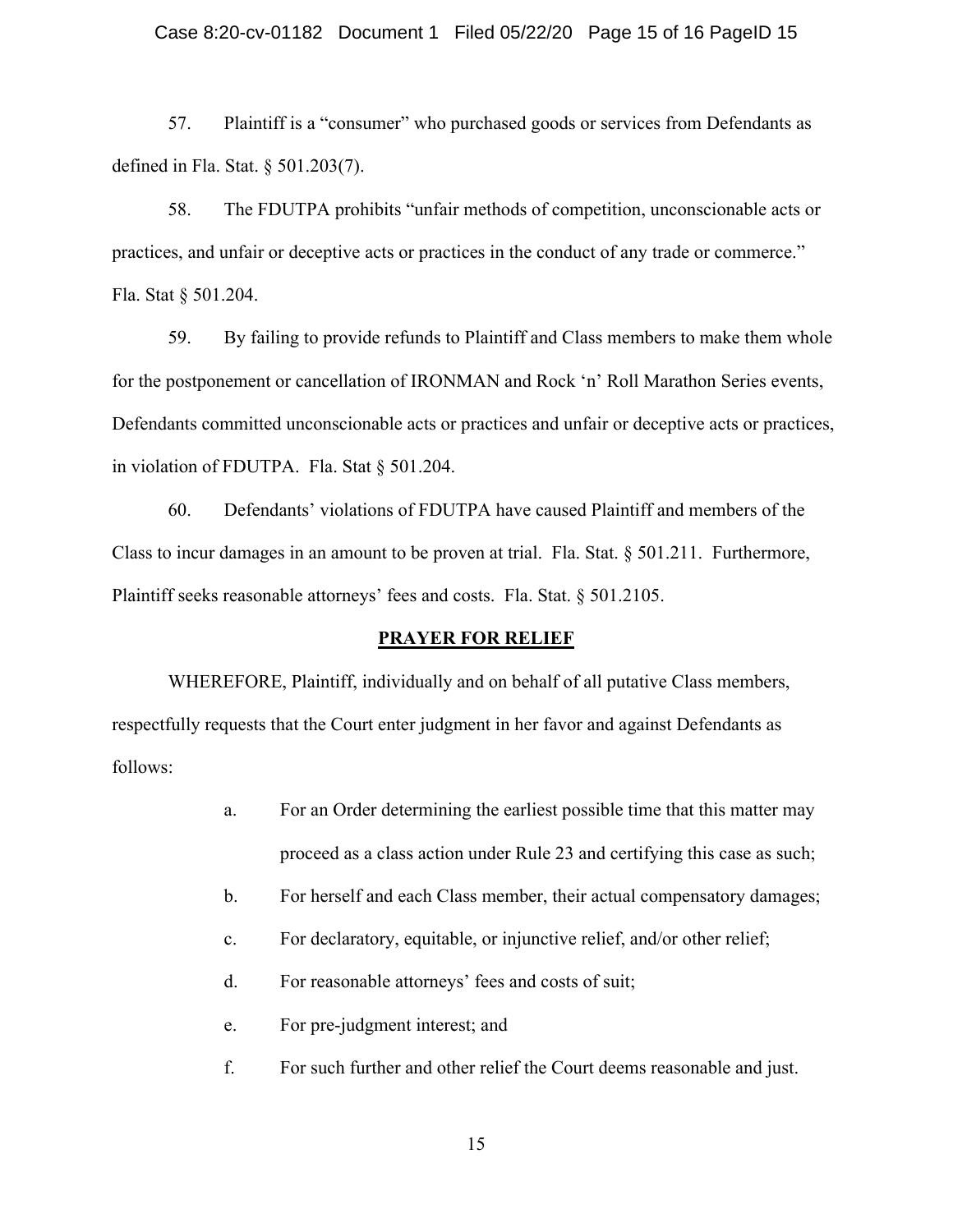57. Plaintiff is a "consumer" who purchased goods or services from Defendants as defined in Fla. Stat. § 501.203(7).

58. The FDUTPA prohibits "unfair methods of competition, unconscionable acts or practices, and unfair or deceptive acts or practices in the conduct of any trade or commerce." Fla. Stat § 501.204.

59. By failing to provide refunds to Plaintiff and Class members to make them whole for the postponement or cancellation of IRONMAN and Rock 'n' Roll Marathon Series events, Defendants committed unconscionable acts or practices and unfair or deceptive acts or practices, in violation of FDUTPA. Fla. Stat § 501.204.

60. Defendants' violations of FDUTPA have caused Plaintiff and members of the Class to incur damages in an amount to be proven at trial. Fla. Stat. § 501.211. Furthermore, Plaintiff seeks reasonable attorneys' fees and costs. Fla. Stat. § 501.2105.

## PRAYER FOR RELIEF

WHEREFORE, Plaintiff, individually and on behalf of all putative Class members, respectfully requests that the Court enter judgment in her favor and against Defendants as follows:

a. For an Order determining the earliest possible time that this matter may proceed as a class action under Rule 23 and certifying this case as such;

b. For herself and each Class member, their actual compensatory damages;

c. For declaratory, equitable, or injunctive relief, and/or other relief;

d. For reasonable attorneys' fees and costs of suit;

e. For pre-judgment interest; and

f. For such further and other relief the Court deems reasonable and just.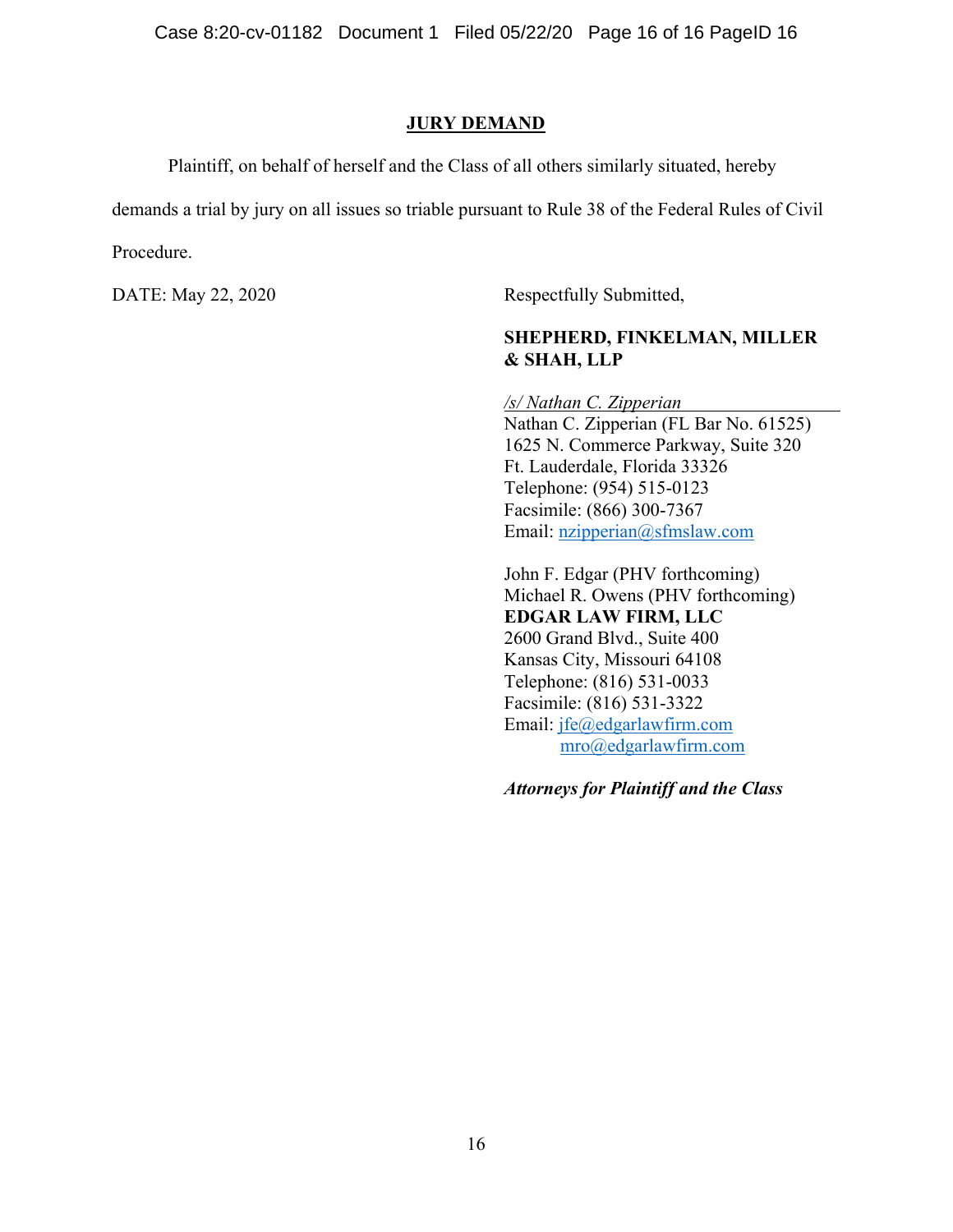## JURY DEMAND

Plaintiff, on behalf of herself and the Class of all others similarly situated, hereby demands a trial by jury on all issues so triable pursuant to Rule 38 of the Federal Rules of Civil Procedure.

DATE: May 22, 2020

Respectfully Submitted,

**SHEPHERD, FINKELMAN, MILLER & SHAH, LLP**

*/s/ Nathan C. Zipperian*
Nathan C. Zipperian (FL Bar No. 61525)
1625 N. Commerce Parkway, Suite 320
Ft. Lauderdale, Florida 33326
Telephone: (954) 515-0123
Facsimile: (866) 300-7367
Email: nzipperian@sfmslaw.com

John F. Edgar (PHV forthcoming)
Michael R. Owens (PHV forthcoming)
**EDGAR LAW FIRM, LLC**
2600 Grand Blvd., Suite 400
Kansas City, Missouri 64108
Telephone: (816) 531-0033
Facsimile: (816) 531-3322
Email: jfe@edgarlawfirm.com
mro@edgarlawfirm.com

***Attorneys for Plaintiff and the Class***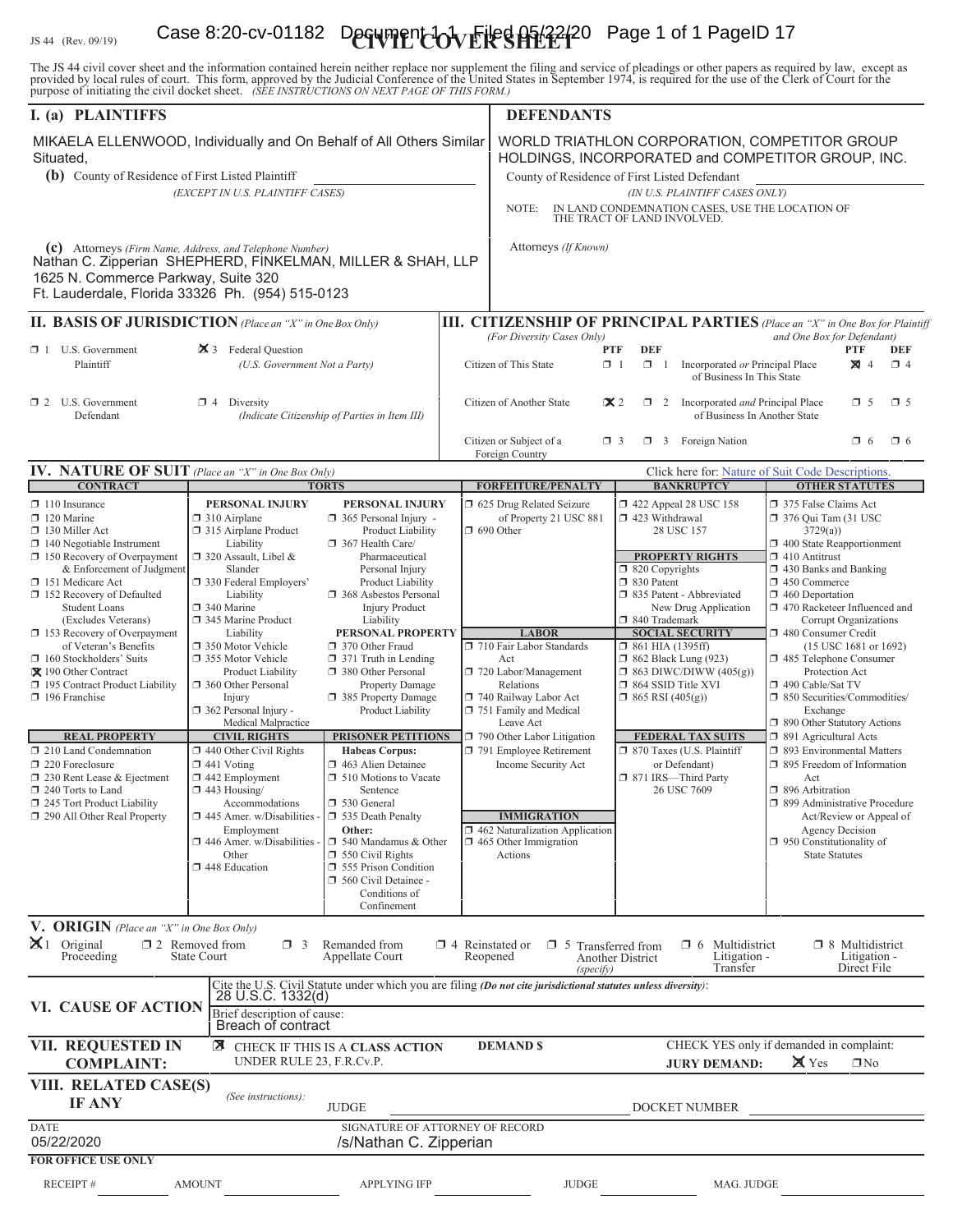JS 44 (Rev. 09/19)

# CIVIL COVER SHEET

The JS 44 civil cover sheet and the information contained herein neither replace nor supplement the filing and service of pleadings or other papers as required by law, except as provided by local rules of court. This form, approved by the Judicial Conference of the United States in September 1974, is required for the use of the Clerk of Court for the purpose of initiating the civil docket sheet. *(SEE INSTRUCTIONS ON NEXT PAGE OF THIS FORM.)*

## I. (a) PLAINTIFFS

MIKAELA ELLENWOOD, Individually and On Behalf of All Others Similar Situated,

**(b)** County of Residence of First Listed Plaintiff
*(EXCEPT IN U.S. PLAINTIFF CASES)*

**(c)** Attorneys *(Firm Name, Address, and Telephone Number)*
Nathan C. Zipperian SHEPHERD, FINKELMAN, MILLER & SHAH, LLP
1625 N. Commerce Parkway, Suite 320
Ft. Lauderdale, Florida 33326 Ph. (954) 515-0123

## DEFENDANTS

WORLD TRIATHLON CORPORATION, COMPETITOR GROUP HOLDINGS, INCORPORATED and COMPETITOR GROUP, INC.

County of Residence of First Listed Defendant
*(IN U.S. PLAINTIFF CASES ONLY)*

NOTE: IN LAND CONDEMNATION CASES, USE THE LOCATION OF THE TRACT OF LAND INVOLVED.

Attorneys *(If Known)*

## II. BASIS OF JURISDICTION *(Place an "X" in One Box Only)*

- ☐ 1 U.S. Government Plaintiff
- ☒ 3 Federal Question *(U.S. Government Not a Party)*
- ☐ 2 U.S. Government Defendant
- ☐ 4 Diversity *(Indicate Citizenship of Parties in Item III)*

## III. CITIZENSHIP OF PRINCIPAL PARTIES *(Place an "X" in One Box for Plaintiff and One Box for Defendant)*
*(For Diversity Cases Only)*

| | PTF | DEF | | PTF | DEF |
|---|---|---|---|---|---|
| Citizen of This State | ☐ 1 | ☐ 1 | Incorporated *or* Principal Place of Business In This State | ☒ 4 | ☐ 4 |
| Citizen of Another State | ☒ 2 | ☐ 2 | Incorporated *and* Principal Place of Business In Another State | ☐ 5 | ☐ 5 |
| Citizen or Subject of a Foreign Country | ☐ 3 | ☐ 3 | Foreign Nation | ☐ 6 | ☐ 6 |

## IV. NATURE OF SUIT *(Place an "X" in One Box Only)*

Click here for: Nature of Suit Code Descriptions.

**CONTRACT**
- ☐ 110 Insurance
- ☐ 120 Marine
- ☐ 130 Miller Act
- ☐ 140 Negotiable Instrument
- ☐ 150 Recovery of Overpayment & Enforcement of Judgment
- ☐ 151 Medicare Act
- ☐ 152 Recovery of Defaulted Student Loans (Excludes Veterans)
- ☐ 153 Recovery of Overpayment of Veteran's Benefits
- ☐ 160 Stockholders' Suits
- ☒ 190 Other Contract
- ☐ 195 Contract Product Liability
- ☐ 196 Franchise

**REAL PROPERTY**
- ☐ 210 Land Condemnation
- ☐ 220 Foreclosure
- ☐ 230 Rent Lease & Ejectment
- ☐ 240 Torts to Land
- ☐ 245 Tort Product Liability
- ☐ 290 All Other Real Property

**TORTS — PERSONAL INJURY**
- ☐ 310 Airplane
- ☐ 315 Airplane Product Liability
- ☐ 320 Assault, Libel & Slander
- ☐ 330 Federal Employers' Liability
- ☐ 340 Marine
- ☐ 345 Marine Product Liability
- ☐ 350 Motor Vehicle
- ☐ 355 Motor Vehicle Product Liability
- ☐ 360 Other Personal Injury
- ☐ 362 Personal Injury - Medical Malpractice

**PERSONAL INJURY**
- ☐ 365 Personal Injury - Product Liability
- ☐ 367 Health Care/ Pharmaceutical Personal Injury Product Liability
- ☐ 368 Asbestos Personal Injury Product Liability

**PERSONAL PROPERTY**
- ☐ 370 Other Fraud
- ☐ 371 Truth in Lending
- ☐ 380 Other Personal Property Damage
- ☐ 385 Property Damage Product Liability

**CIVIL RIGHTS**
- ☐ 440 Other Civil Rights
- ☐ 441 Voting
- ☐ 442 Employment
- ☐ 443 Housing/ Accommodations
- ☐ 445 Amer. w/Disabilities - Employment
- ☐ 446 Amer. w/Disabilities - Other
- ☐ 448 Education

**PRISONER PETITIONS**
Habeas Corpus:
- ☐ 463 Alien Detainee
- ☐ 510 Motions to Vacate Sentence
- ☐ 530 General
- ☐ 535 Death Penalty

Other:
- ☐ 540 Mandamus & Other
- ☐ 550 Civil Rights
- ☐ 555 Prison Condition
- ☐ 560 Civil Detainee - Conditions of Confinement

**FORFEITURE/PENALTY**
- ☐ 625 Drug Related Seizure of Property 21 USC 881
- ☐ 690 Other

**LABOR**
- ☐ 710 Fair Labor Standards Act
- ☐ 720 Labor/Management Relations
- ☐ 740 Railway Labor Act
- ☐ 751 Family and Medical Leave Act
- ☐ 790 Other Labor Litigation
- ☐ 791 Employee Retirement Income Security Act

**IMMIGRATION**
- ☐ 462 Naturalization Application
- ☐ 465 Other Immigration Actions

**BANKRUPTCY**
- ☐ 422 Appeal 28 USC 158
- ☐ 423 Withdrawal 28 USC 157

**PROPERTY RIGHTS**
- ☐ 820 Copyrights
- ☐ 830 Patent
- ☐ 835 Patent - Abbreviated New Drug Application
- ☐ 840 Trademark

**SOCIAL SECURITY**
- ☐ 861 HIA (1395ff)
- ☐ 862 Black Lung (923)
- ☐ 863 DIWC/DIWW (405(g))
- ☐ 864 SSID Title XVI
- ☐ 865 RSI (405(g))

**FEDERAL TAX SUITS**
- ☐ 870 Taxes (U.S. Plaintiff or Defendant)
- ☐ 871 IRS—Third Party 26 USC 7609

**OTHER STATUTES**
- ☐ 375 False Claims Act
- ☐ 376 Qui Tam (31 USC 3729(a))
- ☐ 400 State Reapportionment
- ☐ 410 Antitrust
- ☐ 430 Banks and Banking
- ☐ 450 Commerce
- ☐ 460 Deportation
- ☐ 470 Racketeer Influenced and Corrupt Organizations
- ☐ 480 Consumer Credit (15 USC 1681 or 1692)
- ☐ 485 Telephone Consumer Protection Act
- ☐ 490 Cable/Sat TV
- ☐ 850 Securities/Commodities/ Exchange
- ☐ 890 Other Statutory Actions
- ☐ 891 Agricultural Acts
- ☐ 893 Environmental Matters
- ☐ 895 Freedom of Information Act
- ☐ 896 Arbitration
- ☐ 899 Administrative Procedure Act/Review or Appeal of Agency Decision
- ☐ 950 Constitutionality of State Statutes

## V. ORIGIN *(Place an "X" in One Box Only)*

- ☒ 1 Original Proceeding
- ☐ 2 Removed from State Court
- ☐ 3 Remanded from Appellate Court
- ☐ 4 Reinstated or Reopened
- ☐ 5 Transferred from Another District *(specify)*
- ☐ 6 Multidistrict Litigation - Transfer
- ☐ 8 Multidistrict Litigation - Direct File

## VI. CAUSE OF ACTION

Cite the U.S. Civil Statute under which you are filing *(Do not cite jurisdictional statutes unless diversity)*:
28 U.S.C. 1332(d)

Brief description of cause:
Breach of contract

## VII. REQUESTED IN COMPLAINT:

☒ CHECK IF THIS IS A **CLASS ACTION** UNDER RULE 23, F.R.Cv.P.

**DEMAND $**

CHECK YES only if demanded in complaint:
**JURY DEMAND:** ☒ Yes ☐ No

## VIII. RELATED CASE(S) IF ANY

*(See instructions):* JUDGE DOCKET NUMBER

DATE: 05/22/2020

SIGNATURE OF ATTORNEY OF RECORD: /s/Nathan C. Zipperian

**FOR OFFICE USE ONLY**

RECEIPT # AMOUNT APPLYING IFP JUDGE MAG. JUDGE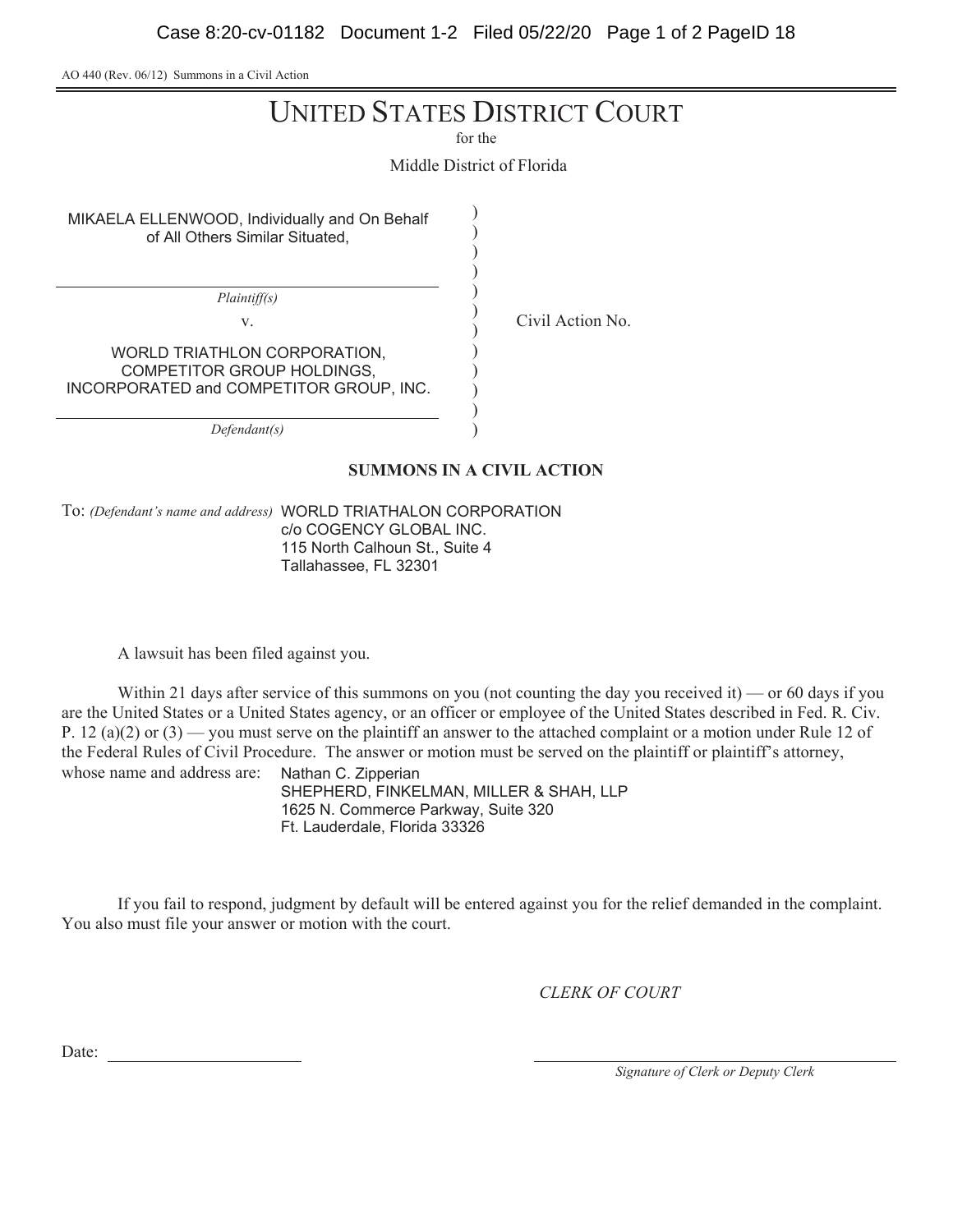AO 440 (Rev. 06/12) Summons in a Civil Action

# UNITED STATES DISTRICT COURT

for the

Middle District of Florida

MIKAELA ELLENWOOD, Individually and On Behalf of All Others Similar Situated,

*Plaintiff(s)*

v.

WORLD TRIATHLON CORPORATION, COMPETITOR GROUP HOLDINGS, INCORPORATED and COMPETITOR GROUP, INC.

*Defendant(s)*

Civil Action No.

**SUMMONS IN A CIVIL ACTION**

To: *(Defendant's name and address)* WORLD TRIATHALON CORPORATION
c/o COGENCY GLOBAL INC.
115 North Calhoun St., Suite 4
Tallahassee, FL 32301

A lawsuit has been filed against you.

Within 21 days after service of this summons on you (not counting the day you received it) — or 60 days if you are the United States or a United States agency, or an officer or employee of the United States described in Fed. R. Civ. P. 12 (a)(2) or (3) — you must serve on the plaintiff an answer to the attached complaint or a motion under Rule 12 of the Federal Rules of Civil Procedure. The answer or motion must be served on the plaintiff or plaintiff's attorney, whose name and address are: Nathan C. Zipperian
SHEPHERD, FINKELMAN, MILLER & SHAH, LLP
1625 N. Commerce Parkway, Suite 320
Ft. Lauderdale, Florida 33326

If you fail to respond, judgment by default will be entered against you for the relief demanded in the complaint. You also must file your answer or motion with the court.

*CLERK OF COURT*

Date: ______________________

______________________________
*Signature of Clerk or Deputy Clerk*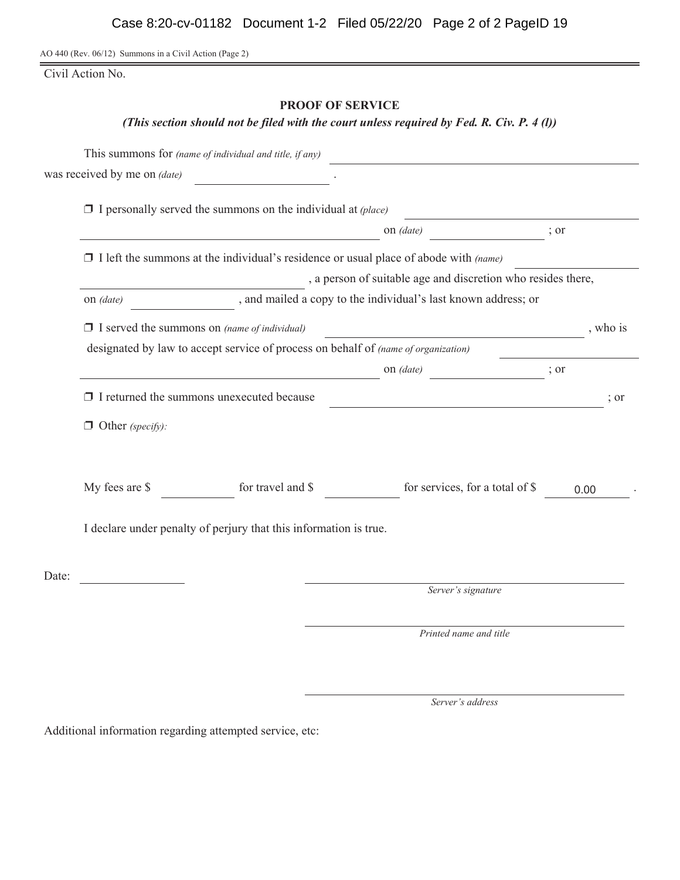AO 440 (Rev. 06/12) Summons in a Civil Action (Page 2)

Civil Action No.

## PROOF OF SERVICE

***(This section should not be filed with the court unless required by Fed. R. Civ. P. 4 (l))***

This summons for *(name of individual and title, if any)* ____________________
was received by me on *(date)* ____________ .

❒ I personally served the summons on the individual at *(place)* ____________________
____________________ on *(date)* ____________ ; or

❒ I left the summons at the individual's residence or usual place of abode with *(name)* ____________
____________________ , a person of suitable age and discretion who resides there,
on *(date)* ____________ , and mailed a copy to the individual's last known address; or

❒ I served the summons on *(name of individual)* ____________________ , who is
designated by law to accept service of process on behalf of *(name of organization)* ____________
____________________ on *(date)* ____________ ; or

❒ I returned the summons unexecuted because ____________________ ; or

❒ Other *(specify)*:

My fees are $ ________ for travel and $ ________ for services, for a total of $ 0.00 .

I declare under penalty of perjury that this information is true.

Date: ____________

____________________
*Server's signature*

____________________
*Printed name and title*

____________________
*Server's address*

Additional information regarding attempted service, etc: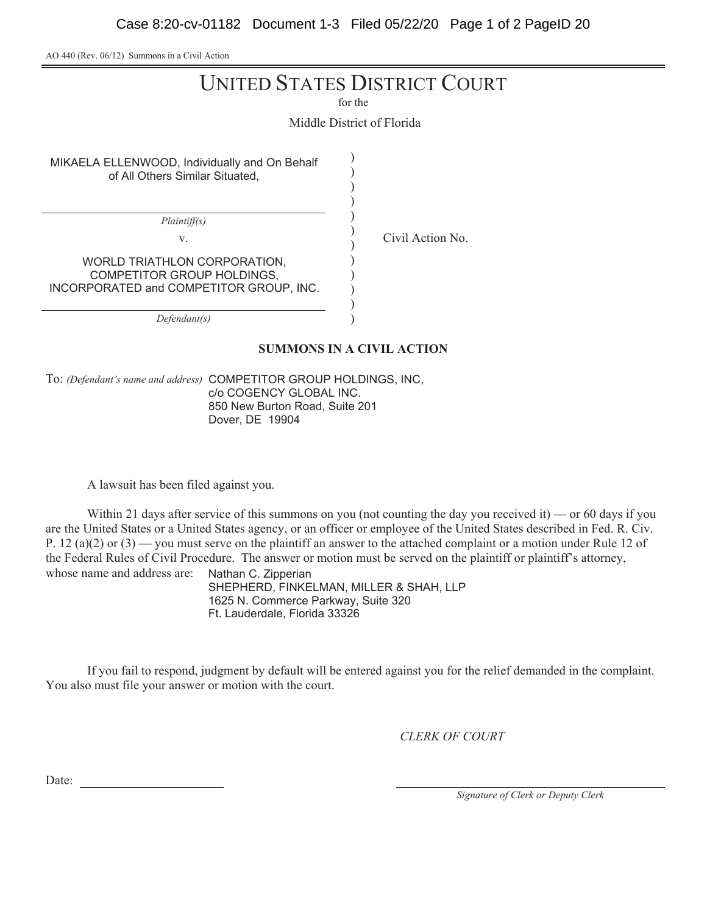AO 440 (Rev. 06/12) Summons in a Civil Action

# UNITED STATES DISTRICT COURT

for the

Middle District of Florida

| | | |
|---|---|---|
| MIKAELA ELLENWOOD, Individually and On Behalf of All Others Similar Situated, | ) | |
| *Plaintiff(s)* | ) | |
| v. | ) | Civil Action No. |
| WORLD TRIATHLON CORPORATION, COMPETITOR GROUP HOLDINGS, INCORPORATED and COMPETITOR GROUP, INC. | ) | |
| *Defendant(s)* | ) | |

**SUMMONS IN A CIVIL ACTION**

To: *(Defendant's name and address)* COMPETITOR GROUP HOLDINGS, INC,
c/o COGENCY GLOBAL INC.
850 New Burton Road, Suite 201
Dover, DE 19904

A lawsuit has been filed against you.

Within 21 days after service of this summons on you (not counting the day you received it) — or 60 days if you are the United States or a United States agency, or an officer or employee of the United States described in Fed. R. Civ. P. 12 (a)(2) or (3) — you must serve on the plaintiff an answer to the attached complaint or a motion under Rule 12 of the Federal Rules of Civil Procedure. The answer or motion must be served on the plaintiff or plaintiff's attorney, whose name and address are: Nathan C. Zipperian
SHEPHERD, FINKELMAN, MILLER & SHAH, LLP
1625 N. Commerce Parkway, Suite 320
Ft. Lauderdale, Florida 33326

If you fail to respond, judgment by default will be entered against you for the relief demanded in the complaint. You also must file your answer or motion with the court.

*CLERK OF COURT*

Date: ______________________

______________________
*Signature of Clerk or Deputy Clerk*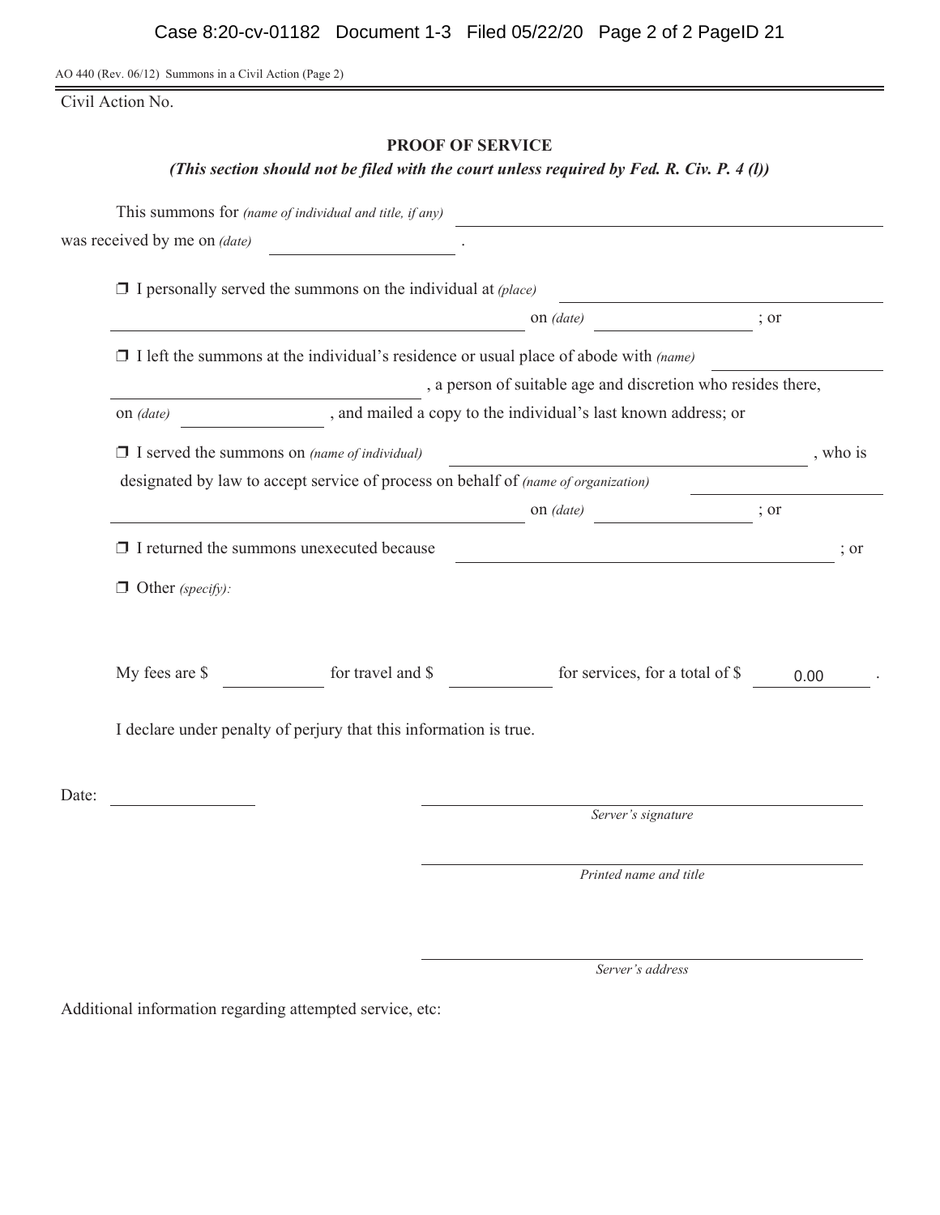AO 440 (Rev. 06/12) Summons in a Civil Action (Page 2)

Civil Action No.

## PROOF OF SERVICE

***(This section should not be filed with the court unless required by Fed. R. Civ. P. 4 (l))***

This summons for *(name of individual and title, if any)* \_\_\_\_\_\_\_\_\_\_\_\_\_\_\_\_\_\_\_\_\_\_\_\_\_\_\_\_\_\_\_\_\_\_\_\_\_\_\_\_\_\_
was received by me on *(date)* \_\_\_\_\_\_\_\_\_\_\_\_\_\_\_\_ .

❒ I personally served the summons on the individual at *(place)* \_\_\_\_\_\_\_\_\_\_\_\_\_\_\_\_\_\_\_\_\_\_\_\_\_\_\_\_
\_\_\_\_\_\_\_\_\_\_\_\_\_\_\_\_\_\_\_\_\_\_\_\_\_\_\_\_\_\_\_\_\_\_\_\_ on *(date)* \_\_\_\_\_\_\_\_\_\_\_\_\_\_ ; or

❒ I left the summons at the individual's residence or usual place of abode with *(name)* \_\_\_\_\_\_\_\_\_\_\_\_\_\_\_\_
\_\_\_\_\_\_\_\_\_\_\_\_\_\_\_\_\_\_\_\_\_\_\_\_\_\_\_\_\_\_\_\_\_\_\_\_ , a person of suitable age and discretion who resides there,
on *(date)* \_\_\_\_\_\_\_\_\_\_\_\_\_\_ , and mailed a copy to the individual's last known address; or

❒ I served the summons on *(name of individual)* \_\_\_\_\_\_\_\_\_\_\_\_\_\_\_\_\_\_\_\_\_\_\_\_\_\_\_\_\_\_ , who is
designated by law to accept service of process on behalf of *(name of organization)* \_\_\_\_\_\_\_\_\_\_\_\_\_\_\_\_
\_\_\_\_\_\_\_\_\_\_\_\_\_\_\_\_\_\_\_\_\_\_\_\_\_\_\_\_\_\_\_\_\_\_\_\_ on *(date)* \_\_\_\_\_\_\_\_\_\_\_\_\_\_ ; or

❒ I returned the summons unexecuted because \_\_\_\_\_\_\_\_\_\_\_\_\_\_\_\_\_\_\_\_\_\_\_\_\_\_\_\_\_\_\_\_\_\_\_\_ ; or

❒ Other *(specify)*:

My fees are $ \_\_\_\_\_\_\_\_\_\_ for travel and $ \_\_\_\_\_\_\_\_\_\_ for services, for a total of $ 0.00 .

I declare under penalty of perjury that this information is true.

Date: \_\_\_\_\_\_\_\_\_\_\_\_\_\_ \_\_\_\_\_\_\_\_\_\_\_\_\_\_\_\_\_\_\_\_\_\_\_\_\_\_\_\_\_\_\_\_\_\_\_\_\_\_\_\_
*Server's signature*

\_\_\_\_\_\_\_\_\_\_\_\_\_\_\_\_\_\_\_\_\_\_\_\_\_\_\_\_\_\_\_\_\_\_\_\_\_\_\_\_
*Printed name and title*

\_\_\_\_\_\_\_\_\_\_\_\_\_\_\_\_\_\_\_\_\_\_\_\_\_\_\_\_\_\_\_\_\_\_\_\_\_\_\_\_
*Server's address*

Additional information regarding attempted service, etc: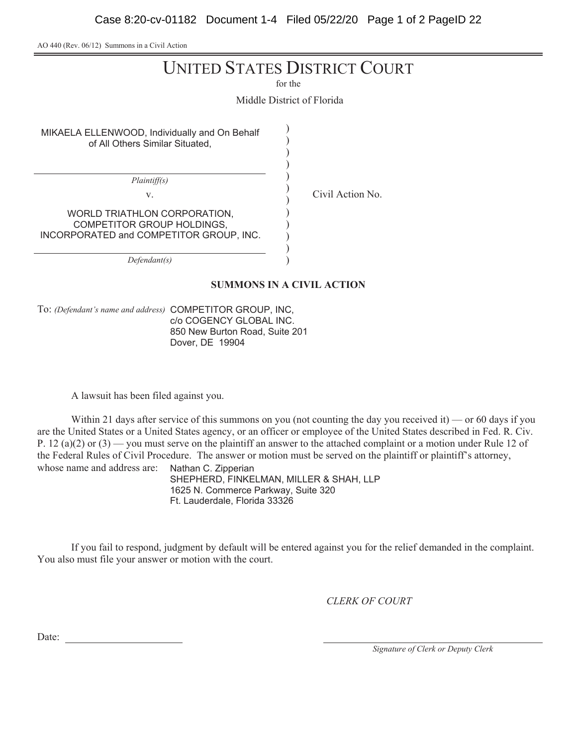AO 440 (Rev. 06/12) Summons in a Civil Action

# UNITED STATES DISTRICT COURT

for the

Middle District of Florida

| | | |
|---|---|---|
| MIKAELA ELLENWOOD, Individually and On Behalf of All Others Similar Situated, | ) | |
| *Plaintiff(s)* | ) | |
| v. | ) | Civil Action No. |
| WORLD TRIATHLON CORPORATION, COMPETITOR GROUP HOLDINGS, INCORPORATED and COMPETITOR GROUP, INC. | ) | |
| *Defendant(s)* | ) | |

**SUMMONS IN A CIVIL ACTION**

To: *(Defendant's name and address)* COMPETITOR GROUP, INC,
c/o COGENCY GLOBAL INC.
850 New Burton Road, Suite 201
Dover, DE 19904

A lawsuit has been filed against you.

Within 21 days after service of this summons on you (not counting the day you received it) — or 60 days if you are the United States or a United States agency, or an officer or employee of the United States described in Fed. R. Civ. P. 12 (a)(2) or (3) — you must serve on the plaintiff an answer to the attached complaint or a motion under Rule 12 of the Federal Rules of Civil Procedure. The answer or motion must be served on the plaintiff or plaintiff's attorney, whose name and address are: Nathan C. Zipperian
SHEPHERD, FINKELMAN, MILLER & SHAH, LLP
1625 N. Commerce Parkway, Suite 320
Ft. Lauderdale, Florida 33326

If you fail to respond, judgment by default will be entered against you for the relief demanded in the complaint. You also must file your answer or motion with the court.

*CLERK OF COURT*

Date: ____________________

____________________________________
*Signature of Clerk or Deputy Clerk*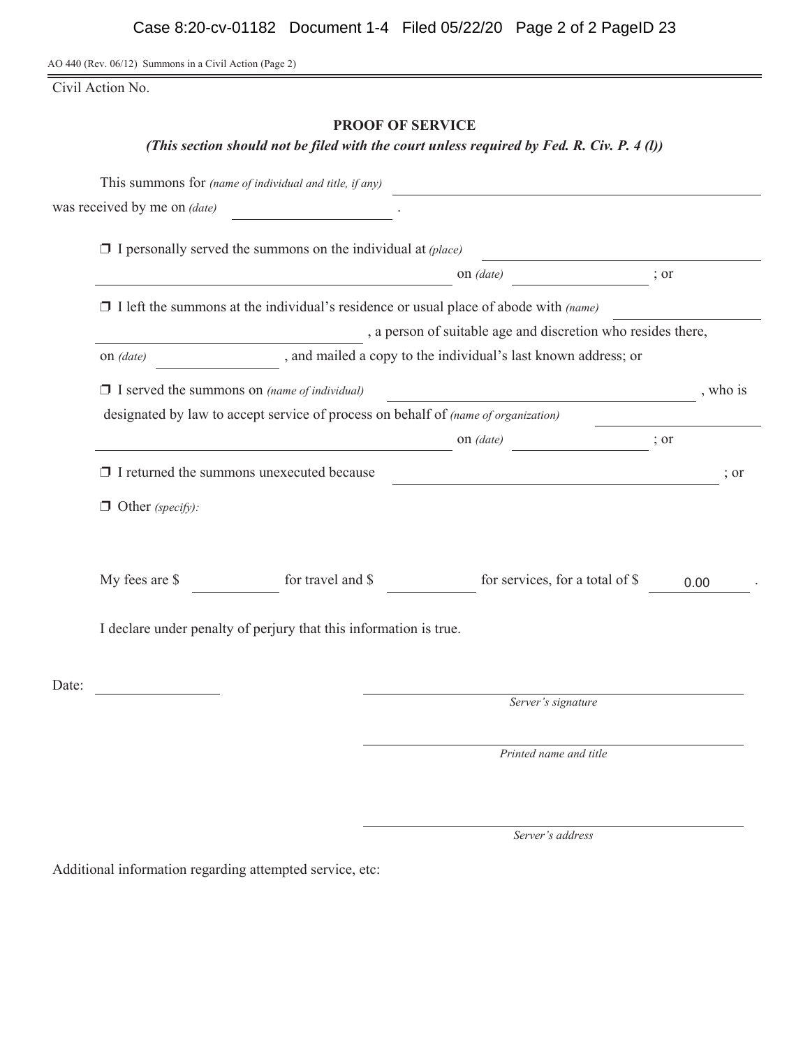AO 440 (Rev. 06/12) Summons in a Civil Action (Page 2)

Civil Action No.

## PROOF OF SERVICE

***(This section should not be filed with the court unless required by Fed. R. Civ. P. 4 (l))***

This summons for *(name of individual and title, if any)* ______________________________
was received by me on *(date)* ______________ .

❒ I personally served the summons on the individual at *(place)* ______________________________
______________________________ on *(date)* ______________ ; or

❒ I left the summons at the individual's residence or usual place of abode with *(name)* ______________
______________________________ , a person of suitable age and discretion who resides there,
on *(date)* ______________ , and mailed a copy to the individual's last known address; or

❒ I served the summons on *(name of individual)* ______________________________ , who is
designated by law to accept service of process on behalf of *(name of organization)* ______________
______________________________ on *(date)* ______________ ; or

❒ I returned the summons unexecuted because ______________________________ ; or

❒ Other *(specify)*:

My fees are $ __________ for travel and $ __________ for services, for a total of $ 0.00 .

I declare under penalty of perjury that this information is true.

Date: ______________

______________________________
*Server's signature*

______________________________
*Printed name and title*

______________________________
*Server's address*

Additional information regarding attempted service, etc: